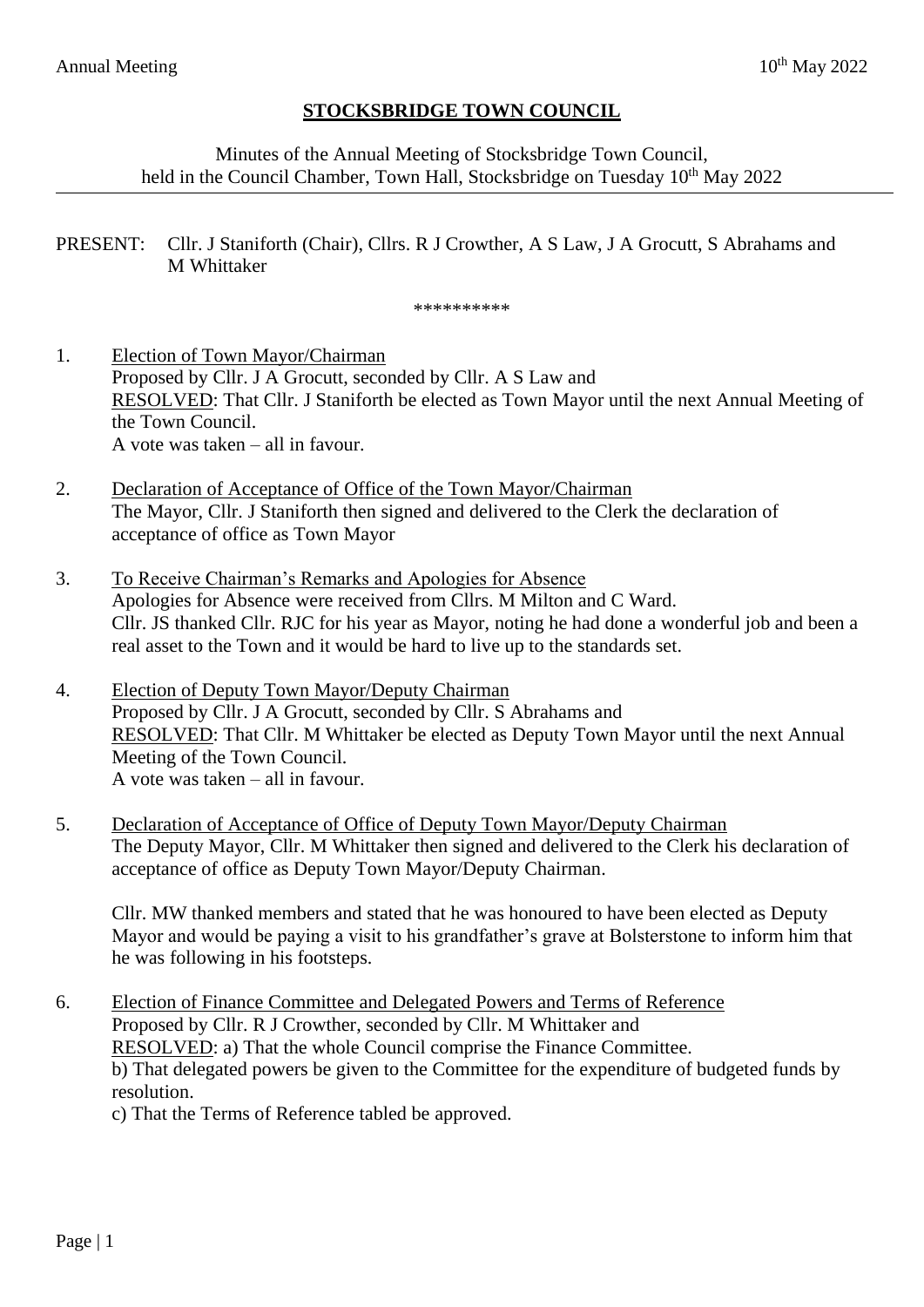# STOCKSBRIDGE TOWN COUNCIL

Minutes of the Annual Meeting of Stocksbridge Town Council, held in the Council Chamber, Town Hall, Stocksbridge on Tuesday 10th May 2022

PRESENT: Cllr. J Staniforth (Chair), Cllrs. R J Crowther, A S Law, J A Grocutt, S Abrahams and M Whittaker

**********

1. Election of Town Mayor/Chairman
   Proposed by Cllr. J A Grocutt, seconded by Cllr. A S Law and
   RESOLVED: That Cllr. J Staniforth be elected as Town Mayor until the next Annual Meeting of the Town Council.
   A vote was taken – all in favour.

2. Declaration of Acceptance of Office of the Town Mayor/Chairman
   The Mayor, Cllr. J Staniforth then signed and delivered to the Clerk the declaration of acceptance of office as Town Mayor

3. To Receive Chairman's Remarks and Apologies for Absence
   Apologies for Absence were received from Cllrs. M Milton and C Ward.
   Cllr. JS thanked Cllr. RJC for his year as Mayor, noting he had done a wonderful job and been a real asset to the Town and it would be hard to live up to the standards set.

4. Election of Deputy Town Mayor/Deputy Chairman
   Proposed by Cllr. J A Grocutt, seconded by Cllr. S Abrahams and
   RESOLVED: That Cllr. M Whittaker be elected as Deputy Town Mayor until the next Annual Meeting of the Town Council.
   A vote was taken – all in favour.

5. Declaration of Acceptance of Office of Deputy Town Mayor/Deputy Chairman
   The Deputy Mayor, Cllr. M Whittaker then signed and delivered to the Clerk his declaration of acceptance of office as Deputy Town Mayor/Deputy Chairman.

   Cllr. MW thanked members and stated that he was honoured to have been elected as Deputy Mayor and would be paying a visit to his grandfather's grave at Bolsterstone to inform him that he was following in his footsteps.

6. Election of Finance Committee and Delegated Powers and Terms of Reference
   Proposed by Cllr. R J Crowther, seconded by Cllr. M Whittaker and
   RESOLVED: a) That the whole Council comprise the Finance Committee.
   b) That delegated powers be given to the Committee for the expenditure of budgeted funds by resolution.
   c) That the Terms of Reference tabled be approved.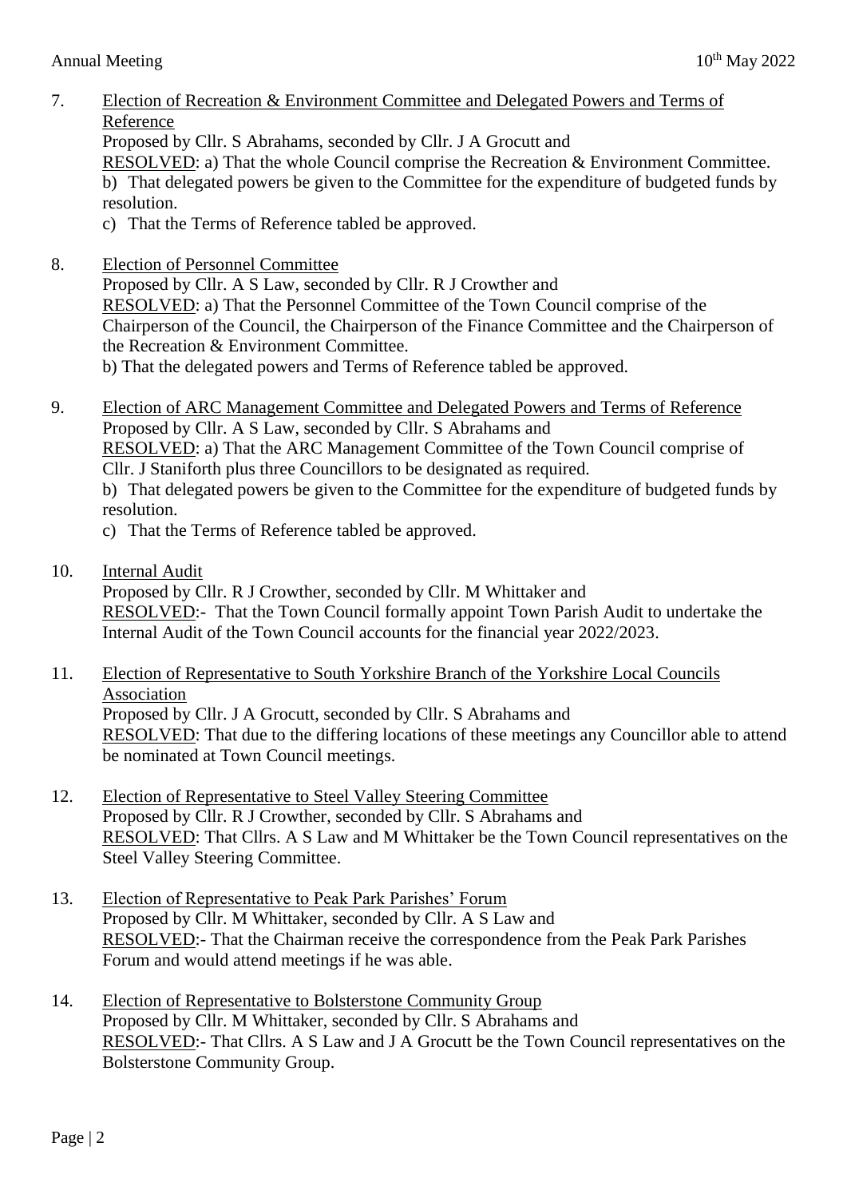7. <u>Election of Recreation & Environment Committee and Delegated Powers and Terms of Reference</u>
   Proposed by Cllr. S Abrahams, seconded by Cllr. J A Grocutt and
   <u>RESOLVED</u>: a) That the whole Council comprise the Recreation & Environment Committee.
   b) That delegated powers be given to the Committee for the expenditure of budgeted funds by resolution.
   c) That the Terms of Reference tabled be approved.

8. <u>Election of Personnel Committee</u>
   Proposed by Cllr. A S Law, seconded by Cllr. R J Crowther and
   <u>RESOLVED</u>: a) That the Personnel Committee of the Town Council comprise of the Chairperson of the Council, the Chairperson of the Finance Committee and the Chairperson of the Recreation & Environment Committee.
   b) That the delegated powers and Terms of Reference tabled be approved.

9. <u>Election of ARC Management Committee and Delegated Powers and Terms of Reference</u>
   Proposed by Cllr. A S Law, seconded by Cllr. S Abrahams and
   <u>RESOLVED</u>: a) That the ARC Management Committee of the Town Council comprise of Cllr. J Staniforth plus three Councillors to be designated as required.
   b) That delegated powers be given to the Committee for the expenditure of budgeted funds by resolution.
   c) That the Terms of Reference tabled be approved.

10. <u>Internal Audit</u>
    Proposed by Cllr. R J Crowther, seconded by Cllr. M Whittaker and
    <u>RESOLVED</u>:- That the Town Council formally appoint Town Parish Audit to undertake the Internal Audit of the Town Council accounts for the financial year 2022/2023.

11. <u>Election of Representative to South Yorkshire Branch of the Yorkshire Local Councils Association</u>
    Proposed by Cllr. J A Grocutt, seconded by Cllr. S Abrahams and
    <u>RESOLVED</u>: That due to the differing locations of these meetings any Councillor able to attend be nominated at Town Council meetings.

12. <u>Election of Representative to Steel Valley Steering Committee</u>
    Proposed by Cllr. R J Crowther, seconded by Cllr. S Abrahams and
    <u>RESOLVED</u>: That Cllrs. A S Law and M Whittaker be the Town Council representatives on the Steel Valley Steering Committee.

13. <u>Election of Representative to Peak Park Parishes' Forum</u>
    Proposed by Cllr. M Whittaker, seconded by Cllr. A S Law and
    <u>RESOLVED</u>:- That the Chairman receive the correspondence from the Peak Park Parishes Forum and would attend meetings if he was able.

14. <u>Election of Representative to Bolsterstone Community Group</u>
    Proposed by Cllr. M Whittaker, seconded by Cllr. S Abrahams and
    <u>RESOLVED</u>:- That Cllrs. A S Law and J A Grocutt be the Town Council representatives on the Bolsterstone Community Group.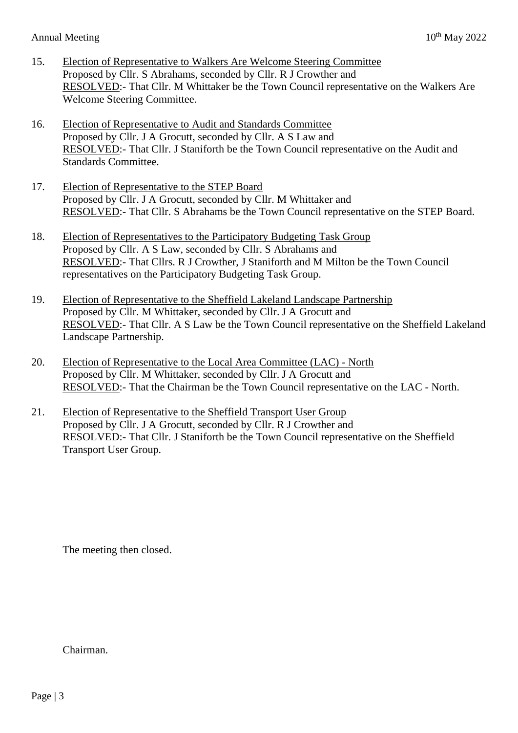15. <u>Election of Representative to Walkers Are Welcome Steering Committee</u>
    Proposed by Cllr. S Abrahams, seconded by Cllr. R J Crowther and
    <u>RESOLVED</u>:- That Cllr. M Whittaker be the Town Council representative on the Walkers Are Welcome Steering Committee.

16. <u>Election of Representative to Audit and Standards Committee</u>
    Proposed by Cllr. J A Grocutt, seconded by Cllr. A S Law and
    <u>RESOLVED</u>:- That Cllr. J Staniforth be the Town Council representative on the Audit and Standards Committee.

17. <u>Election of Representative to the STEP Board</u>
    Proposed by Cllr. J A Grocutt, seconded by Cllr. M Whittaker and
    <u>RESOLVED</u>:- That Cllr. S Abrahams be the Town Council representative on the STEP Board.

18. <u>Election of Representatives to the Participatory Budgeting Task Group</u>
    Proposed by Cllr. A S Law, seconded by Cllr. S Abrahams and
    <u>RESOLVED</u>:- That Cllrs. R J Crowther, J Staniforth and M Milton be the Town Council representatives on the Participatory Budgeting Task Group.

19. <u>Election of Representative to the Sheffield Lakeland Landscape Partnership</u>
    Proposed by Cllr. M Whittaker, seconded by Cllr. J A Grocutt and
    <u>RESOLVED</u>:- That Cllr. A S Law be the Town Council representative on the Sheffield Lakeland Landscape Partnership.

20. <u>Election of Representative to the Local Area Committee (LAC) - North</u>
    Proposed by Cllr. M Whittaker, seconded by Cllr. J A Grocutt and
    <u>RESOLVED</u>:- That the Chairman be the Town Council representative on the LAC - North.

21. <u>Election of Representative to the Sheffield Transport User Group</u>
    Proposed by Cllr. J A Grocutt, seconded by Cllr. R J Crowther and
    <u>RESOLVED</u>:- That Cllr. J Staniforth be the Town Council representative on the Sheffield Transport User Group.

The meeting then closed.

Chairman.